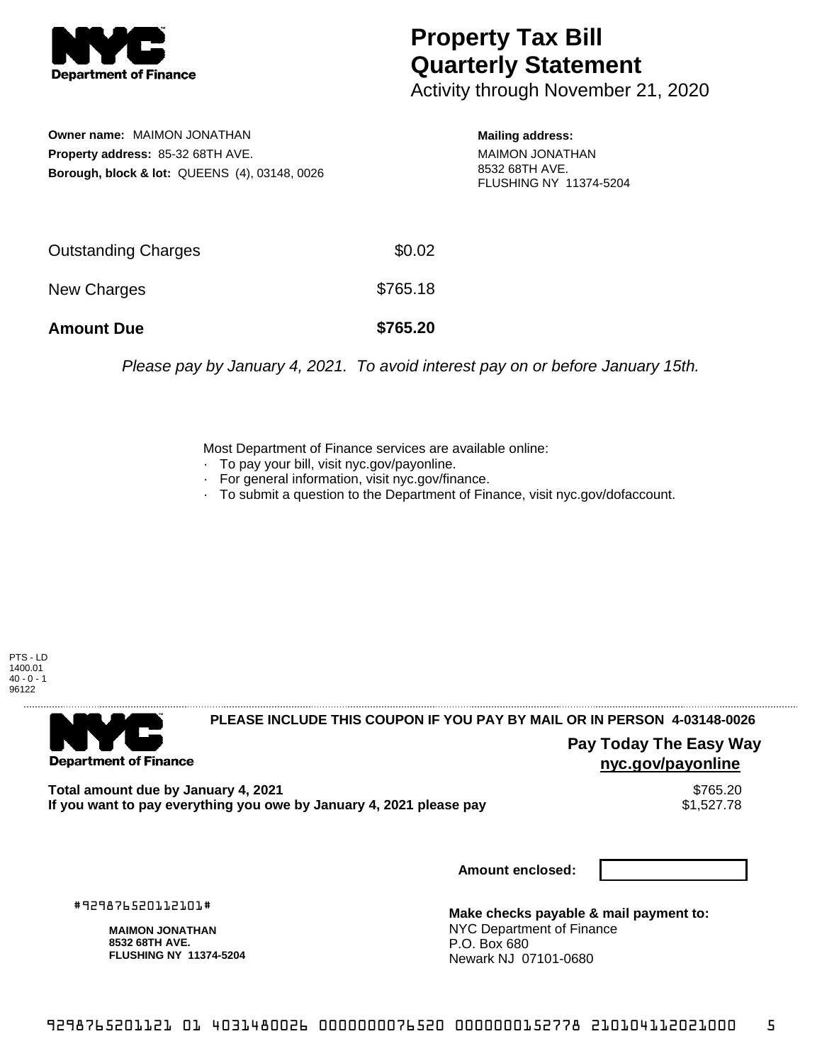# Property Tax Bill Quarterly Statement

Activity through November 21, 2020

**Owner name:** MAIMON JONATHAN
**Property address:** 85-32 68TH AVE.
**Borough, block & lot:** QUEENS (4), 03148, 0026

**Mailing address:**
MAIMON JONATHAN
8532 68TH AVE.
FLUSHING NY 11374-5204

| | |
|---|---|
| Outstanding Charges | $0.02 |
| New Charges | $765.18 |
| **Amount Due** | **$765.20** |

*Please pay by January 4, 2021. To avoid interest pay on or before January 15th.*

Most Department of Finance services are available online:
- To pay your bill, visit nyc.gov/payonline.
- For general information, visit nyc.gov/finance.
- To submit a question to the Department of Finance, visit nyc.gov/dofaccount.

PTS - LD
1400.01
40 - 0 - 1
96122

**PLEASE INCLUDE THIS COUPON IF YOU PAY BY MAIL OR IN PERSON 4-03148-0026**

**Pay Today The Easy Way**
**nyc.gov/payonline**

| | |
|---|---|
| **Total amount due by January 4, 2021** | $765.20 |
| **If you want to pay everything you owe by January 4, 2021 please pay** | $1,527.78 |

**Amount enclosed:**

#929876520112101#

**MAIMON JONATHAN**
**8532 68TH AVE.**
**FLUSHING NY 11374-5204**

**Make checks payable & mail payment to:**
NYC Department of Finance
P.O. Box 680
Newark NJ 07101-0680

9298765201121 01 4031480026 0000000076520 0000000152778 210104112021000 5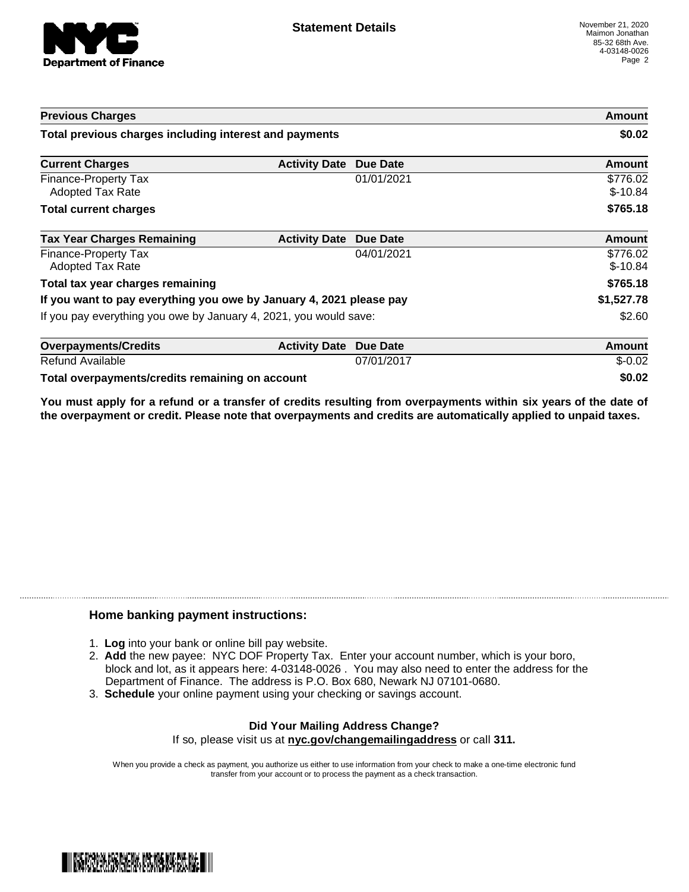# Statement Details

November 21, 2020
Maimon Jonathan
85-32 68th Ave.
4-03148-0026

| Previous Charges | | | Amount |
|---|---|---|---|
| **Total previous charges including interest and payments** | | | **$0.02** |

| Current Charges | Activity Date | Due Date | Amount |
|---|---|---|---|
| Finance-Property Tax | | 01/01/2021 | $776.02 |
| Adopted Tax Rate | | | $-10.84 |
| **Total current charges** | | | **$765.18** |

| Tax Year Charges Remaining | Activity Date | Due Date | Amount |
|---|---|---|---|
| Finance-Property Tax | | 04/01/2021 | $776.02 |
| Adopted Tax Rate | | | $-10.84 |
| **Total tax year charges remaining** | | | **$765.18** |
| **If you want to pay everything you owe by January 4, 2021 please pay** | | | **$1,527.78** |
| If you pay everything you owe by January 4, 2021, you would save: | | | $2.60 |

| Overpayments/Credits | Activity Date | Due Date | Amount |
|---|---|---|---|
| Refund Available | | 07/01/2017 | $-0.02 |
| **Total overpayments/credits remaining on account** | | | **$0.02** |

**You must apply for a refund or a transfer of credits resulting from overpayments within six years of the date of the overpayment or credit. Please note that overpayments and credits are automatically applied to unpaid taxes.**

## Home banking payment instructions:

1. **Log** into your bank or online bill pay website.
2. **Add** the new payee: NYC DOF Property Tax. Enter your account number, which is your boro, block and lot, as it appears here: 4-03148-0026 . You may also need to enter the address for the Department of Finance. The address is P.O. Box 680, Newark NJ 07101-0680.
3. **Schedule** your online payment using your checking or savings account.

**Did Your Mailing Address Change?**

If so, please visit us at **nyc.gov/changemailingaddress** or call **311.**

When you provide a check as payment, you authorize us either to use information from your check to make a one-time electronic fund transfer from your account or to process the payment as a check transaction.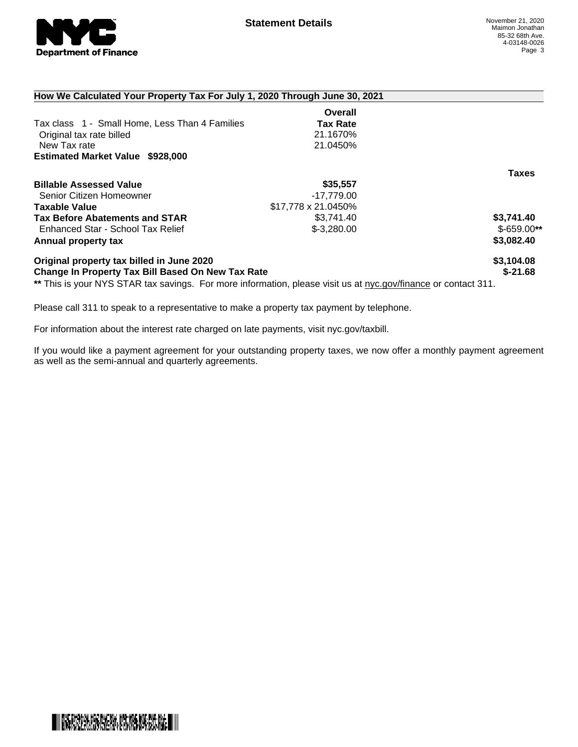## How We Calculated Your Property Tax For July 1, 2020 Through June 30, 2021

| | Overall Tax Rate | Taxes |
|---|---|---|
| Tax class 1 - Small Home, Less Than 4 Families | | |
| Original tax rate billed | 21.1670% | |
| New Tax rate | 21.0450% | |
| **Estimated Market Value $928,000** | | |
| **Billable Assessed Value** | **$35,557** | |
| Senior Citizen Homeowner | -17,779.00 | |
| **Taxable Value** | $17,778 x 21.0450% | |
| **Tax Before Abatements and STAR** | $3,741.40 | **$3,741.40** |
| Enhanced Star - School Tax Relief | $-3,280.00 | $-659.00** |
| **Annual property tax** | | **$3,082.40** |
| **Original property tax billed in June 2020** | | **$3,104.08** |
| **Change In Property Tax Bill Based On New Tax Rate** | | **$-21.68** |

** This is your NYS STAR tax savings. For more information, please visit us at nyc.gov/finance or contact 311.

Please call 311 to speak to a representative to make a property tax payment by telephone.

For information about the interest rate charged on late payments, visit nyc.gov/taxbill.

If you would like a payment agreement for your outstanding property taxes, we now offer a monthly payment agreement as well as the semi-annual and quarterly agreements.